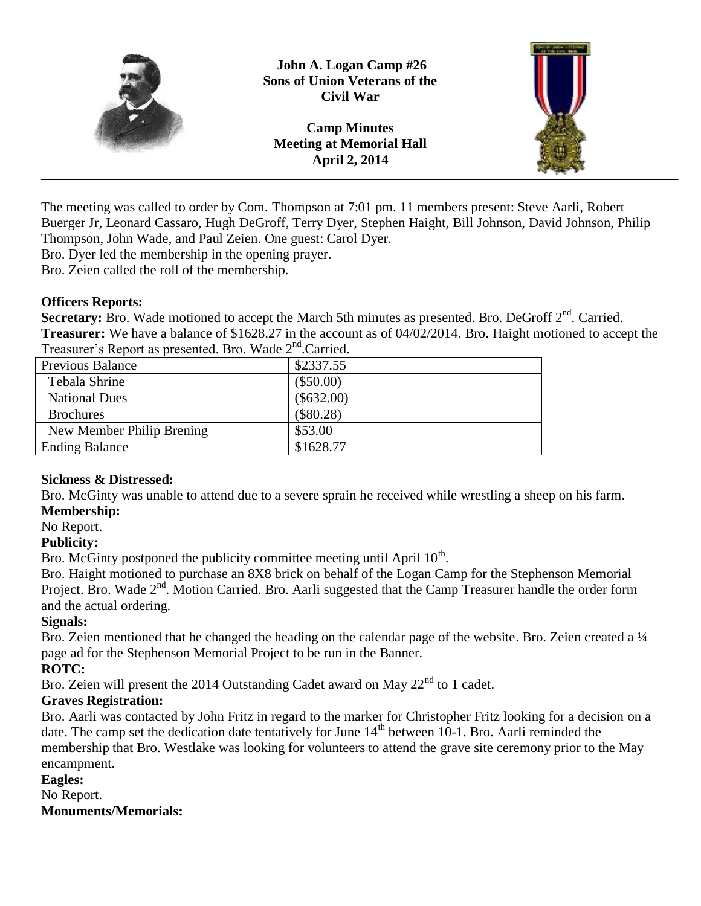**John A. Logan Camp #26**
**Sons of Union Veterans of the Civil War**

**Camp Minutes**
**Meeting at Memorial Hall**
**April 2, 2014**

---

The meeting was called to order by Com. Thompson at 7:01 pm. 11 members present: Steve Aarli, Robert Buerger Jr, Leonard Cassaro, Hugh DeGroff, Terry Dyer, Stephen Haight, Bill Johnson, David Johnson, Philip Thompson, John Wade, and Paul Zeien. One guest: Carol Dyer.
Bro. Dyer led the membership in the opening prayer.
Bro. Zeien called the roll of the membership.

**Officers Reports:**
**Secretary:** Bro. Wade motioned to accept the March 5th minutes as presented. Bro. DeGroff 2nd. Carried.
**Treasurer:** We have a balance of $1628.27 in the account as of 04/02/2014. Bro. Haight motioned to accept the Treasurer's Report as presented. Bro. Wade 2nd.Carried.

| Previous Balance | $2337.55 |
|---|---|
| Tebala Shrine | ($50.00) |
| National Dues | ($632.00) |
| Brochures | ($80.28) |
| New Member Philip Brening | $53.00 |
| Ending Balance | $1628.77 |

**Sickness & Distressed:**
Bro. McGinty was unable to attend due to a severe sprain he received while wrestling a sheep on his farm.
**Membership:**
No Report.
**Publicity:**
Bro. McGinty postponed the publicity committee meeting until April 10th.
Bro. Haight motioned to purchase an 8X8 brick on behalf of the Logan Camp for the Stephenson Memorial Project. Bro. Wade 2nd. Motion Carried. Bro. Aarli suggested that the Camp Treasurer handle the order form and the actual ordering.
**Signals:**
Bro. Zeien mentioned that he changed the heading on the calendar page of the website. Bro. Zeien created a ¼ page ad for the Stephenson Memorial Project to be run in the Banner.
**ROTC:**
Bro. Zeien will present the 2014 Outstanding Cadet award on May 22nd to 1 cadet.
**Graves Registration:**
Bro. Aarli was contacted by John Fritz in regard to the marker for Christopher Fritz looking for a decision on a date. The camp set the dedication date tentatively for June 14th between 10-1. Bro. Aarli reminded the membership that Bro. Westlake was looking for volunteers to attend the grave site ceremony prior to the May encampment.
**Eagles:**
No Report.
**Monuments/Memorials:**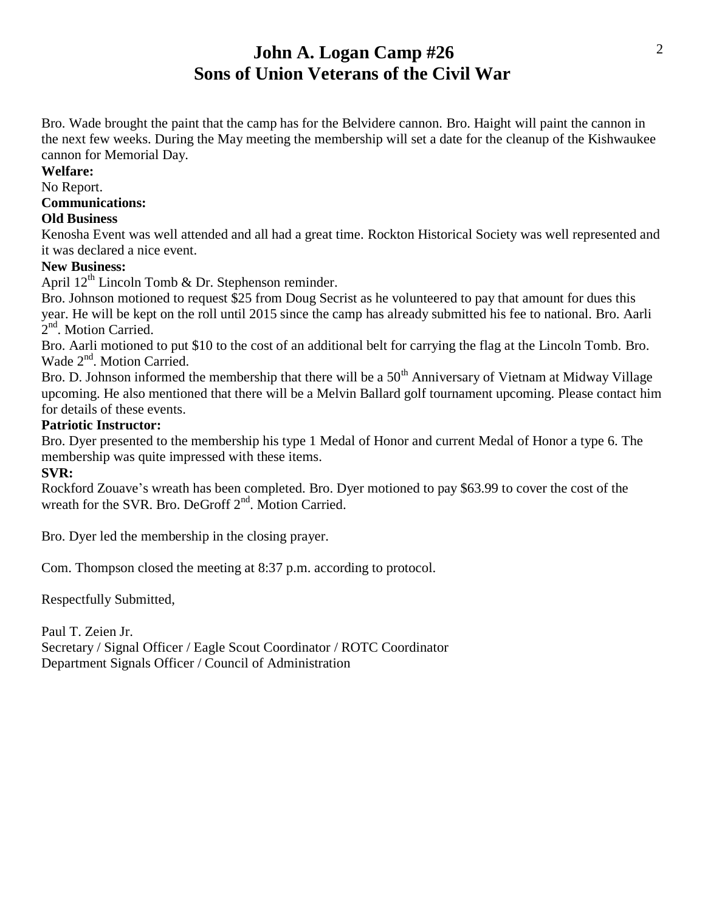# John A. Logan Camp #26
# Sons of Union Veterans of the Civil War

Bro. Wade brought the paint that the camp has for the Belvidere cannon. Bro. Haight will paint the cannon in the next few weeks. During the May meeting the membership will set a date for the cleanup of the Kishwaukee cannon for Memorial Day.

**Welfare:**

No Report.

**Communications:**

**Old Business**

Kenosha Event was well attended and all had a great time. Rockton Historical Society was well represented and it was declared a nice event.

**New Business:**

April 12th Lincoln Tomb & Dr. Stephenson reminder.

Bro. Johnson motioned to request $25 from Doug Secrist as he volunteered to pay that amount for dues this year. He will be kept on the roll until 2015 since the camp has already submitted his fee to national. Bro. Aarli 2nd. Motion Carried.

Bro. Aarli motioned to put $10 to the cost of an additional belt for carrying the flag at the Lincoln Tomb. Bro. Wade 2nd. Motion Carried.

Bro. D. Johnson informed the membership that there will be a 50th Anniversary of Vietnam at Midway Village upcoming. He also mentioned that there will be a Melvin Ballard golf tournament upcoming. Please contact him for details of these events.

**Patriotic Instructor:**

Bro. Dyer presented to the membership his type 1 Medal of Honor and current Medal of Honor a type 6. The membership was quite impressed with these items.

**SVR:**

Rockford Zouave's wreath has been completed. Bro. Dyer motioned to pay $63.99 to cover the cost of the wreath for the SVR. Bro. DeGroff 2nd. Motion Carried.

Bro. Dyer led the membership in the closing prayer.

Com. Thompson closed the meeting at 8:37 p.m. according to protocol.

Respectfully Submitted,

Paul T. Zeien Jr.
Secretary / Signal Officer / Eagle Scout Coordinator / ROTC Coordinator
Department Signals Officer / Council of Administration